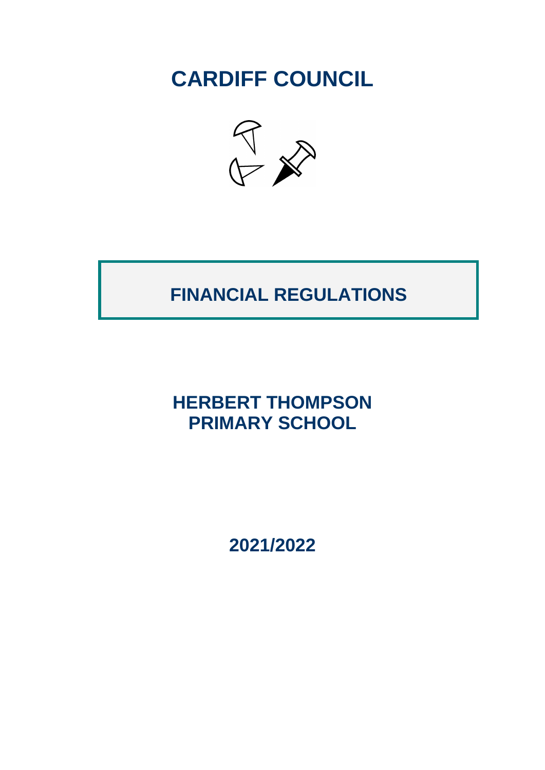# CARDIFF COUNCIL

## FINANCIAL REGULATIONS

## HERBERT THOMPSON PRIMARY SCHOOL

## 2021/2022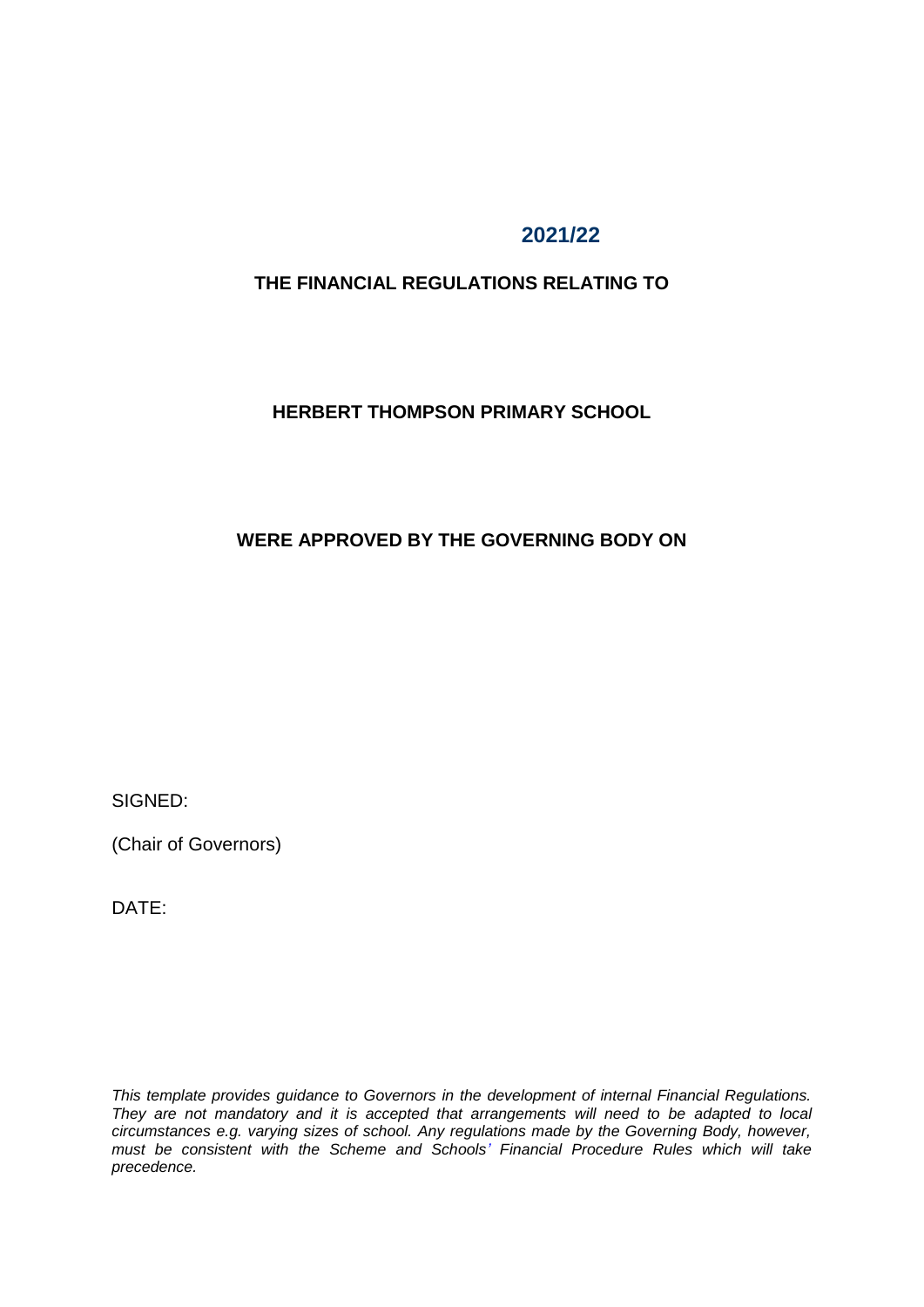**2021/22**

**THE FINANCIAL REGULATIONS RELATING TO**

**HERBERT THOMPSON PRIMARY SCHOOL**

**WERE APPROVED BY THE GOVERNING BODY ON**

SIGNED:

(Chair of Governors)

DATE:

*This template provides guidance to Governors in the development of internal Financial Regulations. They are not mandatory and it is accepted that arrangements will need to be adapted to local circumstances e.g. varying sizes of school. Any regulations made by the Governing Body, however, must be consistent with the Scheme and Schools' Financial Procedure Rules which will take precedence.*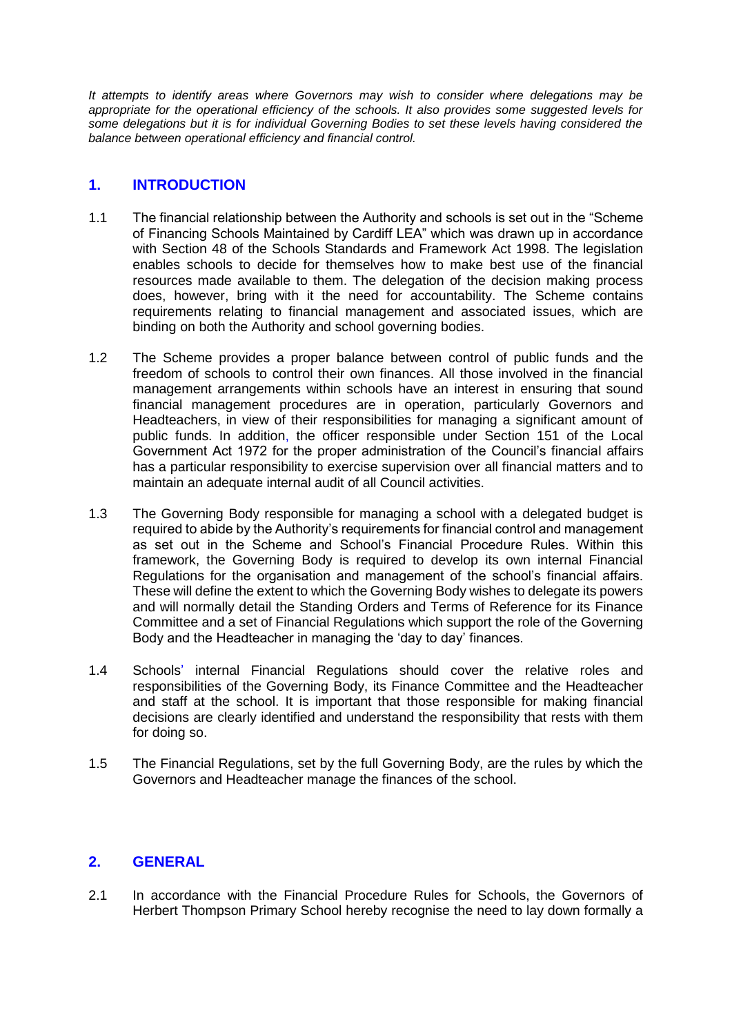*It attempts to identify areas where Governors may wish to consider where delegations may be appropriate for the operational efficiency of the schools. It also provides some suggested levels for some delegations but it is for individual Governing Bodies to set these levels having considered the balance between operational efficiency and financial control.*

## 1. INTRODUCTION

1.1 The financial relationship between the Authority and schools is set out in the "Scheme of Financing Schools Maintained by Cardiff LEA" which was drawn up in accordance with Section 48 of the Schools Standards and Framework Act 1998. The legislation enables schools to decide for themselves how to make best use of the financial resources made available to them. The delegation of the decision making process does, however, bring with it the need for accountability. The Scheme contains requirements relating to financial management and associated issues, which are binding on both the Authority and school governing bodies.

1.2 The Scheme provides a proper balance between control of public funds and the freedom of schools to control their own finances. All those involved in the financial management arrangements within schools have an interest in ensuring that sound financial management procedures are in operation, particularly Governors and Headteachers, in view of their responsibilities for managing a significant amount of public funds. In addition, the officer responsible under Section 151 of the Local Government Act 1972 for the proper administration of the Council's financial affairs has a particular responsibility to exercise supervision over all financial matters and to maintain an adequate internal audit of all Council activities.

1.3 The Governing Body responsible for managing a school with a delegated budget is required to abide by the Authority's requirements for financial control and management as set out in the Scheme and School's Financial Procedure Rules. Within this framework, the Governing Body is required to develop its own internal Financial Regulations for the organisation and management of the school's financial affairs. These will define the extent to which the Governing Body wishes to delegate its powers and will normally detail the Standing Orders and Terms of Reference for its Finance Committee and a set of Financial Regulations which support the role of the Governing Body and the Headteacher in managing the 'day to day' finances.

1.4 Schools' internal Financial Regulations should cover the relative roles and responsibilities of the Governing Body, its Finance Committee and the Headteacher and staff at the school. It is important that those responsible for making financial decisions are clearly identified and understand the responsibility that rests with them for doing so.

1.5 The Financial Regulations, set by the full Governing Body, are the rules by which the Governors and Headteacher manage the finances of the school.

## 2. GENERAL

2.1 In accordance with the Financial Procedure Rules for Schools, the Governors of Herbert Thompson Primary School hereby recognise the need to lay down formally a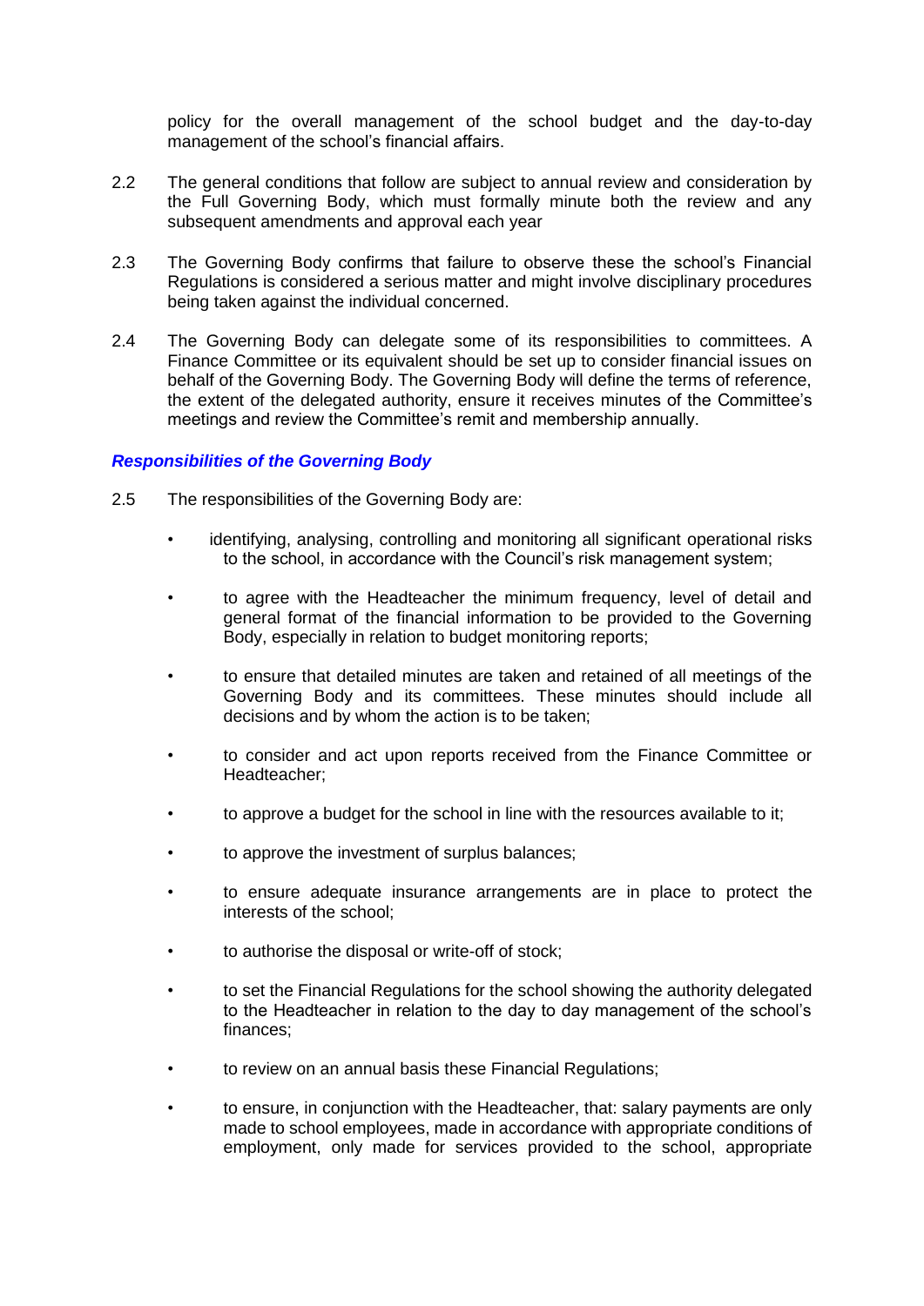policy for the overall management of the school budget and the day-to-day management of the school's financial affairs.

2.2 The general conditions that follow are subject to annual review and consideration by the Full Governing Body, which must formally minute both the review and any subsequent amendments and approval each year

2.3 The Governing Body confirms that failure to observe these the school's Financial Regulations is considered a serious matter and might involve disciplinary procedures being taken against the individual concerned.

2.4 The Governing Body can delegate some of its responsibilities to committees. A Finance Committee or its equivalent should be set up to consider financial issues on behalf of the Governing Body. The Governing Body will define the terms of reference, the extent of the delegated authority, ensure it receives minutes of the Committee's meetings and review the Committee's remit and membership annually.

***Responsibilities of the Governing Body***

2.5 The responsibilities of the Governing Body are:

- identifying, analysing, controlling and monitoring all significant operational risks to the school, in accordance with the Council's risk management system;
- to agree with the Headteacher the minimum frequency, level of detail and general format of the financial information to be provided to the Governing Body, especially in relation to budget monitoring reports;
- to ensure that detailed minutes are taken and retained of all meetings of the Governing Body and its committees. These minutes should include all decisions and by whom the action is to be taken;
- to consider and act upon reports received from the Finance Committee or Headteacher;
- to approve a budget for the school in line with the resources available to it;
- to approve the investment of surplus balances;
- to ensure adequate insurance arrangements are in place to protect the interests of the school;
- to authorise the disposal or write-off of stock;
- to set the Financial Regulations for the school showing the authority delegated to the Headteacher in relation to the day to day management of the school's finances;
- to review on an annual basis these Financial Regulations;
- to ensure, in conjunction with the Headteacher, that: salary payments are only made to school employees, made in accordance with appropriate conditions of employment, only made for services provided to the school, appropriate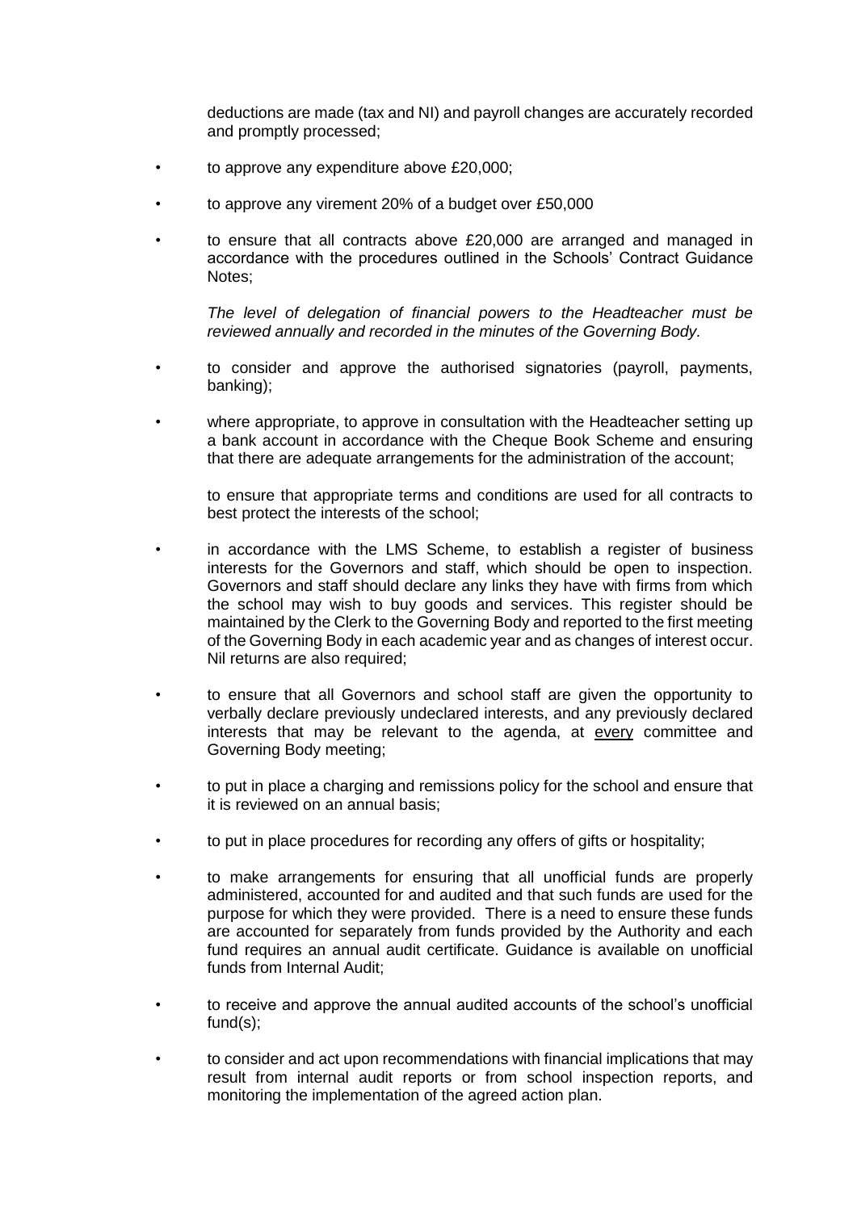deductions are made (tax and NI) and payroll changes are accurately recorded and promptly processed;

- to approve any expenditure above £20,000;
- to approve any virement 20% of a budget over £50,000
- to ensure that all contracts above £20,000 are arranged and managed in accordance with the procedures outlined in the Schools' Contract Guidance Notes;

  *The level of delegation of financial powers to the Headteacher must be reviewed annually and recorded in the minutes of the Governing Body.*

- to consider and approve the authorised signatories (payroll, payments, banking);
- where appropriate, to approve in consultation with the Headteacher setting up a bank account in accordance with the Cheque Book Scheme and ensuring that there are adequate arrangements for the administration of the account;

  to ensure that appropriate terms and conditions are used for all contracts to best protect the interests of the school;

- in accordance with the LMS Scheme, to establish a register of business interests for the Governors and staff, which should be open to inspection. Governors and staff should declare any links they have with firms from which the school may wish to buy goods and services. This register should be maintained by the Clerk to the Governing Body and reported to the first meeting of the Governing Body in each academic year and as changes of interest occur. Nil returns are also required;
- to ensure that all Governors and school staff are given the opportunity to verbally declare previously undeclared interests, and any previously declared interests that may be relevant to the agenda, at <u>every</u> committee and Governing Body meeting;
- to put in place a charging and remissions policy for the school and ensure that it is reviewed on an annual basis;
- to put in place procedures for recording any offers of gifts or hospitality;
- to make arrangements for ensuring that all unofficial funds are properly administered, accounted for and audited and that such funds are used for the purpose for which they were provided. There is a need to ensure these funds are accounted for separately from funds provided by the Authority and each fund requires an annual audit certificate. Guidance is available on unofficial funds from Internal Audit;
- to receive and approve the annual audited accounts of the school's unofficial fund(s);
- to consider and act upon recommendations with financial implications that may result from internal audit reports or from school inspection reports, and monitoring the implementation of the agreed action plan.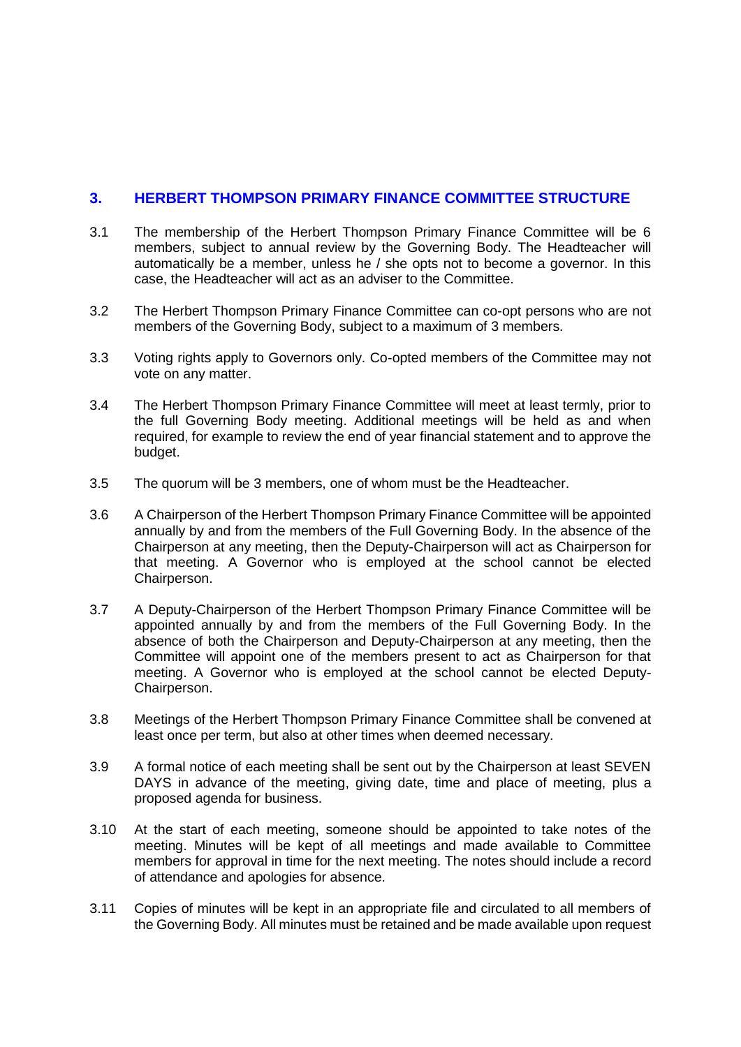## 3. HERBERT THOMPSON PRIMARY FINANCE COMMITTEE STRUCTURE

3.1 The membership of the Herbert Thompson Primary Finance Committee will be 6 members, subject to annual review by the Governing Body. The Headteacher will automatically be a member, unless he / she opts not to become a governor. In this case, the Headteacher will act as an adviser to the Committee.

3.2 The Herbert Thompson Primary Finance Committee can co-opt persons who are not members of the Governing Body, subject to a maximum of 3 members.

3.3 Voting rights apply to Governors only. Co-opted members of the Committee may not vote on any matter.

3.4 The Herbert Thompson Primary Finance Committee will meet at least termly, prior to the full Governing Body meeting. Additional meetings will be held as and when required, for example to review the end of year financial statement and to approve the budget.

3.5 The quorum will be 3 members, one of whom must be the Headteacher.

3.6 A Chairperson of the Herbert Thompson Primary Finance Committee will be appointed annually by and from the members of the Full Governing Body. In the absence of the Chairperson at any meeting, then the Deputy-Chairperson will act as Chairperson for that meeting. A Governor who is employed at the school cannot be elected Chairperson.

3.7 A Deputy-Chairperson of the Herbert Thompson Primary Finance Committee will be appointed annually by and from the members of the Full Governing Body. In the absence of both the Chairperson and Deputy-Chairperson at any meeting, then the Committee will appoint one of the members present to act as Chairperson for that meeting. A Governor who is employed at the school cannot be elected Deputy-Chairperson.

3.8 Meetings of the Herbert Thompson Primary Finance Committee shall be convened at least once per term, but also at other times when deemed necessary.

3.9 A formal notice of each meeting shall be sent out by the Chairperson at least SEVEN DAYS in advance of the meeting, giving date, time and place of meeting, plus a proposed agenda for business.

3.10 At the start of each meeting, someone should be appointed to take notes of the meeting. Minutes will be kept of all meetings and made available to Committee members for approval in time for the next meeting. The notes should include a record of attendance and apologies for absence.

3.11 Copies of minutes will be kept in an appropriate file and circulated to all members of the Governing Body. All minutes must be retained and be made available upon request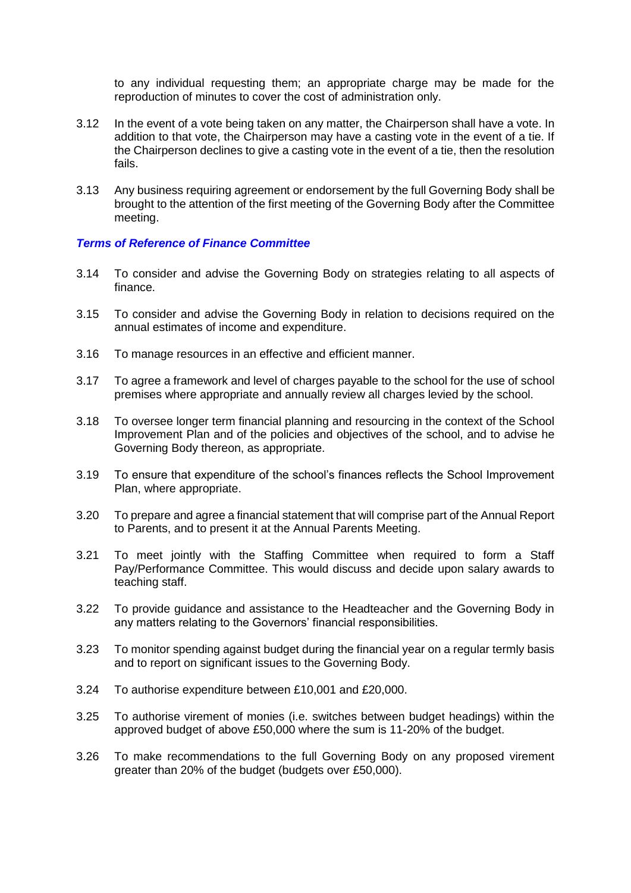to any individual requesting them; an appropriate charge may be made for the reproduction of minutes to cover the cost of administration only.

3.12 In the event of a vote being taken on any matter, the Chairperson shall have a vote. In addition to that vote, the Chairperson may have a casting vote in the event of a tie. If the Chairperson declines to give a casting vote in the event of a tie, then the resolution fails.

3.13 Any business requiring agreement or endorsement by the full Governing Body shall be brought to the attention of the first meeting of the Governing Body after the Committee meeting.

### *Terms of Reference of Finance Committee*

3.14 To consider and advise the Governing Body on strategies relating to all aspects of finance.

3.15 To consider and advise the Governing Body in relation to decisions required on the annual estimates of income and expenditure.

3.16 To manage resources in an effective and efficient manner.

3.17 To agree a framework and level of charges payable to the school for the use of school premises where appropriate and annually review all charges levied by the school.

3.18 To oversee longer term financial planning and resourcing in the context of the School Improvement Plan and of the policies and objectives of the school, and to advise he Governing Body thereon, as appropriate.

3.19 To ensure that expenditure of the school's finances reflects the School Improvement Plan, where appropriate.

3.20 To prepare and agree a financial statement that will comprise part of the Annual Report to Parents, and to present it at the Annual Parents Meeting.

3.21 To meet jointly with the Staffing Committee when required to form a Staff Pay/Performance Committee. This would discuss and decide upon salary awards to teaching staff.

3.22 To provide guidance and assistance to the Headteacher and the Governing Body in any matters relating to the Governors' financial responsibilities.

3.23 To monitor spending against budget during the financial year on a regular termly basis and to report on significant issues to the Governing Body.

3.24 To authorise expenditure between £10,001 and £20,000.

3.25 To authorise virement of monies (i.e. switches between budget headings) within the approved budget of above £50,000 where the sum is 11-20% of the budget.

3.26 To make recommendations to the full Governing Body on any proposed virement greater than 20% of the budget (budgets over £50,000).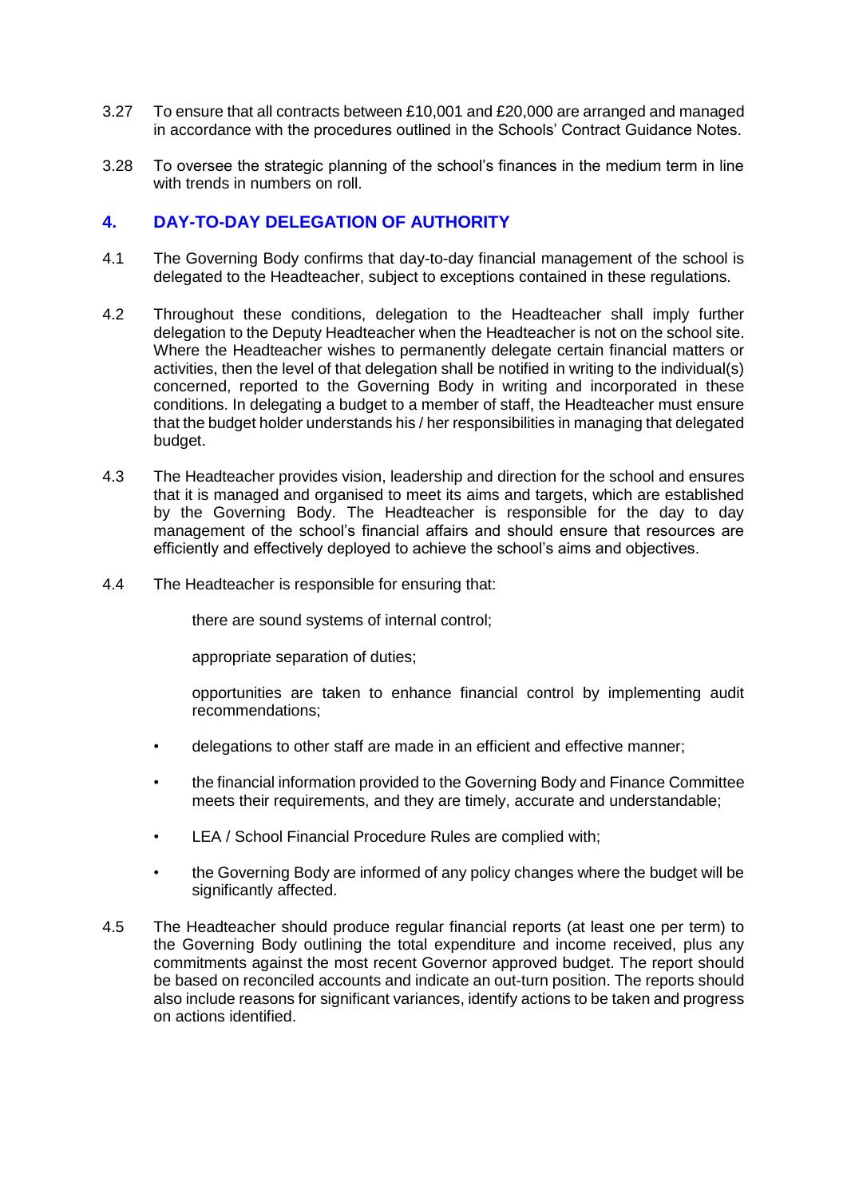3.27 To ensure that all contracts between £10,001 and £20,000 are arranged and managed in accordance with the procedures outlined in the Schools' Contract Guidance Notes.

3.28 To oversee the strategic planning of the school's finances in the medium term in line with trends in numbers on roll.

## 4. DAY-TO-DAY DELEGATION OF AUTHORITY

4.1 The Governing Body confirms that day-to-day financial management of the school is delegated to the Headteacher, subject to exceptions contained in these regulations.

4.2 Throughout these conditions, delegation to the Headteacher shall imply further delegation to the Deputy Headteacher when the Headteacher is not on the school site. Where the Headteacher wishes to permanently delegate certain financial matters or activities, then the level of that delegation shall be notified in writing to the individual(s) concerned, reported to the Governing Body in writing and incorporated in these conditions. In delegating a budget to a member of staff, the Headteacher must ensure that the budget holder understands his / her responsibilities in managing that delegated budget.

4.3 The Headteacher provides vision, leadership and direction for the school and ensures that it is managed and organised to meet its aims and targets, which are established by the Governing Body. The Headteacher is responsible for the day to day management of the school's financial affairs and should ensure that resources are efficiently and effectively deployed to achieve the school's aims and objectives.

4.4 The Headteacher is responsible for ensuring that:

there are sound systems of internal control;

appropriate separation of duties;

opportunities are taken to enhance financial control by implementing audit recommendations;

- delegations to other staff are made in an efficient and effective manner;
- the financial information provided to the Governing Body and Finance Committee meets their requirements, and they are timely, accurate and understandable;
- LEA / School Financial Procedure Rules are complied with;
- the Governing Body are informed of any policy changes where the budget will be significantly affected.

4.5 The Headteacher should produce regular financial reports (at least one per term) to the Governing Body outlining the total expenditure and income received, plus any commitments against the most recent Governor approved budget. The report should be based on reconciled accounts and indicate an out-turn position. The reports should also include reasons for significant variances, identify actions to be taken and progress on actions identified.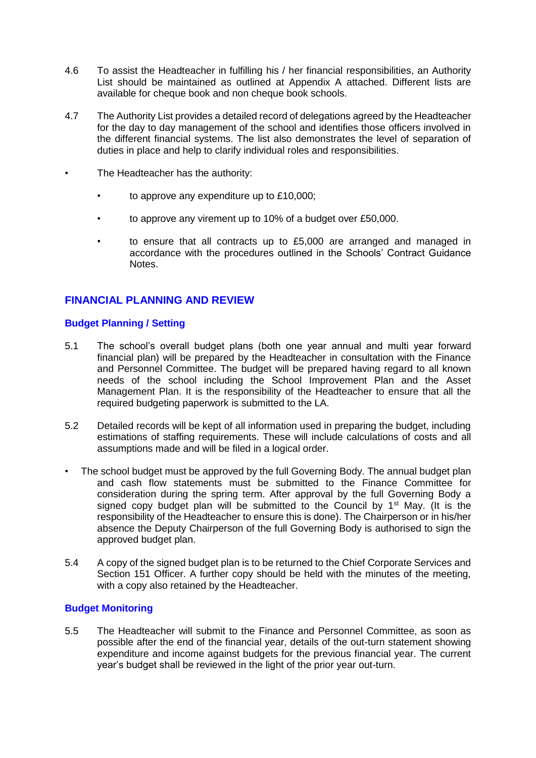4.6 To assist the Headteacher in fulfilling his / her financial responsibilities, an Authority List should be maintained as outlined at Appendix A attached. Different lists are available for cheque book and non cheque book schools.

4.7 The Authority List provides a detailed record of delegations agreed by the Headteacher for the day to day management of the school and identifies those officers involved in the different financial systems. The list also demonstrates the level of separation of duties in place and help to clarify individual roles and responsibilities.

- The Headteacher has the authority:
  - to approve any expenditure up to £10,000;
  - to approve any virement up to 10% of a budget over £50,000.
  - to ensure that all contracts up to £5,000 are arranged and managed in accordance with the procedures outlined in the Schools' Contract Guidance Notes.

## FINANCIAL PLANNING AND REVIEW

### Budget Planning / Setting

5.1 The school's overall budget plans (both one year annual and multi year forward financial plan) will be prepared by the Headteacher in consultation with the Finance and Personnel Committee. The budget will be prepared having regard to all known needs of the school including the School Improvement Plan and the Asset Management Plan. It is the responsibility of the Headteacher to ensure that all the required budgeting paperwork is submitted to the LA.

5.2 Detailed records will be kept of all information used in preparing the budget, including estimations of staffing requirements. These will include calculations of costs and all assumptions made and will be filed in a logical order.

- The school budget must be approved by the full Governing Body. The annual budget plan and cash flow statements must be submitted to the Finance Committee for consideration during the spring term. After approval by the full Governing Body a signed copy budget plan will be submitted to the Council by 1st May. (It is the responsibility of the Headteacher to ensure this is done). The Chairperson or in his/her absence the Deputy Chairperson of the full Governing Body is authorised to sign the approved budget plan.

5.4 A copy of the signed budget plan is to be returned to the Chief Corporate Services and Section 151 Officer. A further copy should be held with the minutes of the meeting, with a copy also retained by the Headteacher.

### Budget Monitoring

5.5 The Headteacher will submit to the Finance and Personnel Committee, as soon as possible after the end of the financial year, details of the out-turn statement showing expenditure and income against budgets for the previous financial year. The current year's budget shall be reviewed in the light of the prior year out-turn.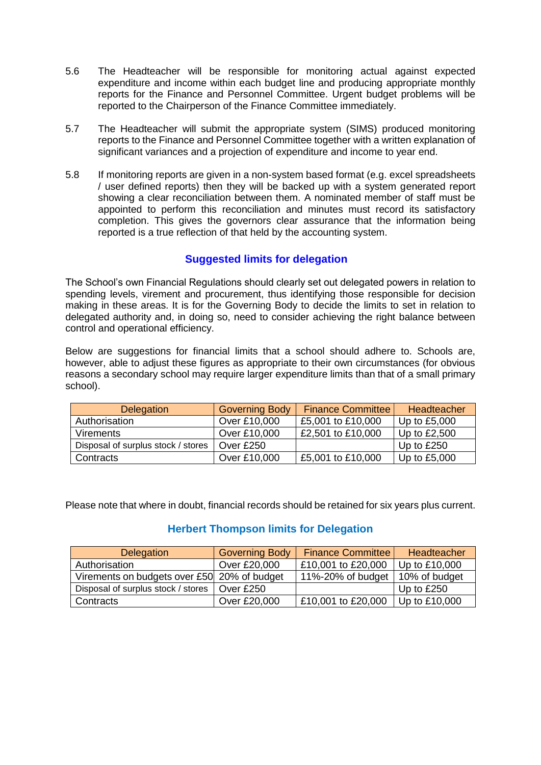5.6 The Headteacher will be responsible for monitoring actual against expected expenditure and income within each budget line and producing appropriate monthly reports for the Finance and Personnel Committee. Urgent budget problems will be reported to the Chairperson of the Finance Committee immediately.

5.7 The Headteacher will submit the appropriate system (SIMS) produced monitoring reports to the Finance and Personnel Committee together with a written explanation of significant variances and a projection of expenditure and income to year end.

5.8 If monitoring reports are given in a non-system based format (e.g. excel spreadsheets / user defined reports) then they will be backed up with a system generated report showing a clear reconciliation between them. A nominated member of staff must be appointed to perform this reconciliation and minutes must record its satisfactory completion. This gives the governors clear assurance that the information being reported is a true reflection of that held by the accounting system.

## Suggested limits for delegation

The School's own Financial Regulations should clearly set out delegated powers in relation to spending levels, virement and procurement, thus identifying those responsible for decision making in these areas. It is for the Governing Body to decide the limits to set in relation to delegated authority and, in doing so, need to consider achieving the right balance between control and operational efficiency.

Below are suggestions for financial limits that a school should adhere to. Schools are, however, able to adjust these figures as appropriate to their own circumstances (for obvious reasons a secondary school may require larger expenditure limits than that of a small primary school).

| Delegation | Governing Body | Finance Committee | Headteacher |
|---|---|---|---|
| Authorisation | Over £10,000 | £5,001 to £10,000 | Up to £5,000 |
| Virements | Over £10,000 | £2,501 to £10,000 | Up to £2,500 |
| Disposal of surplus stock / stores | Over £250 | | Up to £250 |
| Contracts | Over £10,000 | £5,001 to £10,000 | Up to £5,000 |

Please note that where in doubt, financial records should be retained for six years plus current.

## Herbert Thompson limits for Delegation

| Delegation | Governing Body | Finance Committee | Headteacher |
|---|---|---|---|
| Authorisation | Over £20,000 | £10,001 to £20,000 | Up to £10,000 |
| Virements on budgets over £50 | 20% of budget | 11%-20% of budget | 10% of budget |
| Disposal of surplus stock / stores | Over £250 | | Up to £250 |
| Contracts | Over £20,000 | £10,001 to £20,000 | Up to £10,000 |